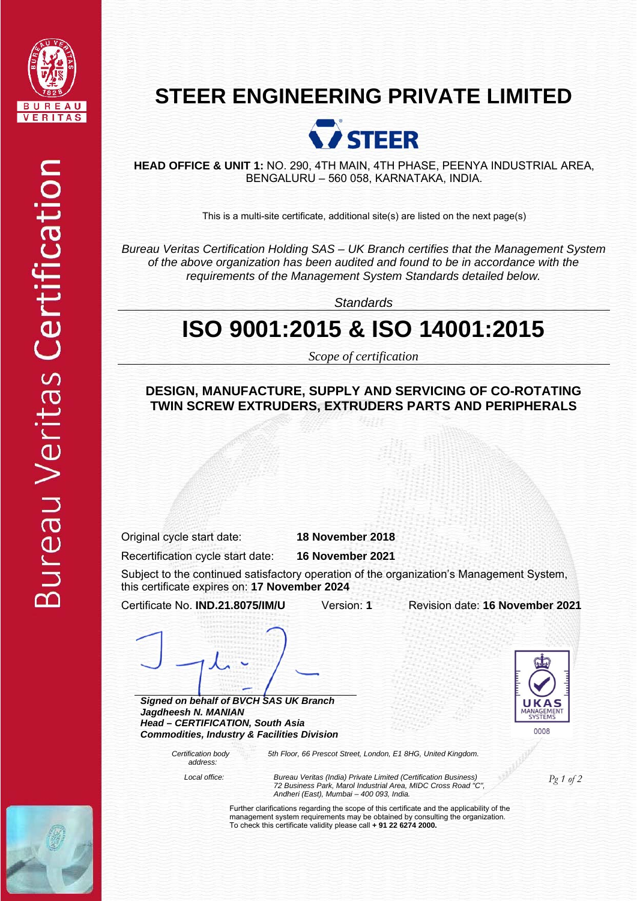Bureau Veritas Certification

# STEER ENGINEERING PRIVATE LIMITED

STEER

**HEAD OFFICE & UNIT 1:** NO. 290, 4TH MAIN, 4TH PHASE, PEENYA INDUSTRIAL AREA, BENGALURU – 560 058, KARNATAKA, INDIA.

This is a multi-site certificate, additional site(s) are listed on the next page(s)

*Bureau Veritas Certification Holding SAS – UK Branch certifies that the Management System of the above organization has been audited and found to be in accordance with the requirements of the Management System Standards detailed below.*

*Standards*

# ISO 9001:2015 & ISO 14001:2015

*Scope of certification*

**DESIGN, MANUFACTURE, SUPPLY AND SERVICING OF CO-ROTATING TWIN SCREW EXTRUDERS, EXTRUDERS PARTS AND PERIPHERALS**

Original cycle start date: **18 November 2018**

Recertification cycle start date: **16 November 2021**

Subject to the continued satisfactory operation of the organization's Management System, this certificate expires on: **17 November 2024**

Certificate No. **IND.21.8075/IM/U** Version: **1** Revision date: **16 November 2021**

***Signed on behalf of BVCH SAS UK Branch***
***Jagdheesh N. MANIAN***
***Head – CERTIFICATION, South Asia***
***Commodities, Industry & Facilities Division***

UKAS MANAGEMENT SYSTEMS 0008

*Certification body address:* *5th Floor, 66 Prescot Street, London, E1 8HG, United Kingdom.*

*Local office:* *Bureau Veritas (India) Private Limited (Certification Business)*
*72 Business Park, Marol Industrial Area, MIDC Cross Road "C", Andheri (East), Mumbai – 400 093, India.*

Further clarifications regarding the scope of this certificate and the applicability of the management system requirements may be obtained by consulting the organization.
To check this certificate validity please call **+ 91 22 6274 2000.**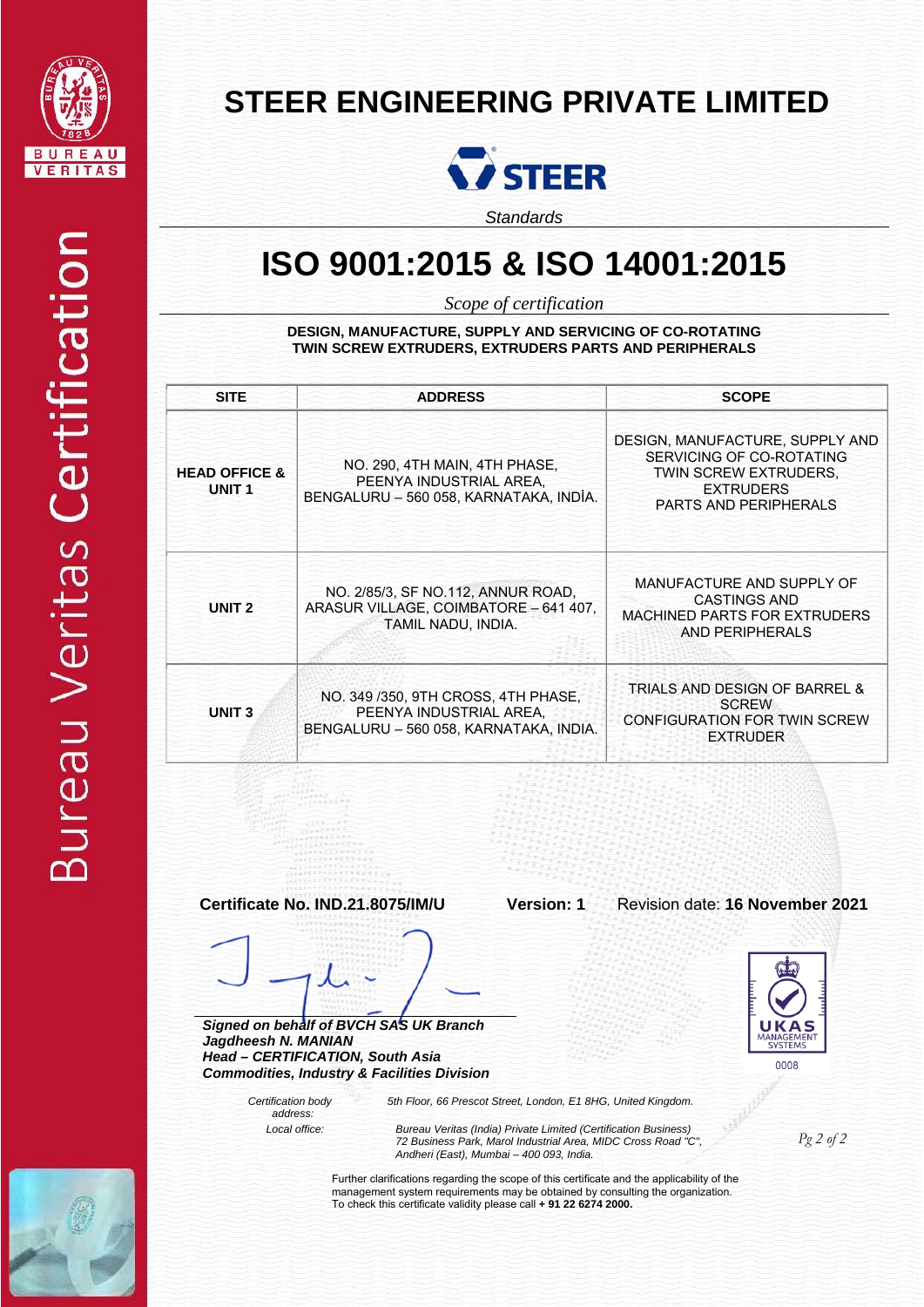# STEER ENGINEERING PRIVATE LIMITED

STEER

*Standards*

# ISO 9001:2015 & ISO 14001:2015

*Scope of certification*

**DESIGN, MANUFACTURE, SUPPLY AND SERVICING OF CO-ROTATING TWIN SCREW EXTRUDERS, EXTRUDERS PARTS AND PERIPHERALS**

| SITE | ADDRESS | SCOPE |
|---|---|---|
| **HEAD OFFICE & UNIT 1** | NO. 290, 4TH MAIN, 4TH PHASE, PEENYA INDUSTRIAL AREA, BENGALURU – 560 058, KARNATAKA, INDİA. | DESIGN, MANUFACTURE, SUPPLY AND SERVICING OF CO-ROTATING TWIN SCREW EXTRUDERS, EXTRUDERS PARTS AND PERIPHERALS |
| **UNIT 2** | NO. 2/85/3, SF NO.112, ANNUR ROAD, ARASUR VILLAGE, COIMBATORE – 641 407, TAMIL NADU, INDIA. | MANUFACTURE AND SUPPLY OF CASTINGS AND MACHINED PARTS FOR EXTRUDERS AND PERIPHERALS |
| **UNIT 3** | NO. 349 /350, 9TH CROSS, 4TH PHASE, PEENYA INDUSTRIAL AREA, BENGALURU – 560 058, KARNATAKA, INDIA. | TRIALS AND DESIGN OF BARREL & SCREW CONFIGURATION FOR TWIN SCREW EXTRUDER |

**Certificate No. IND.21.8075/IM/U** **Version: 1** Revision date: **16 November 2021**

***Signed on behalf of BVCH SAS UK Branch***
***Jagdheesh N. MANIAN***
***Head – CERTIFICATION, South Asia***
***Commodities, Industry & Facilities Division***

UKAS MANAGEMENT SYSTEMS 0008

*Certification body address:* *5th Floor, 66 Prescot Street, London, E1 8HG, United Kingdom.*

*Local office:* *Bureau Veritas (India) Private Limited (Certification Business) 72 Business Park, Marol Industrial Area, MIDC Cross Road "C", Andheri (East), Mumbai – 400 093, India.*

Further clarifications regarding the scope of this certificate and the applicability of the management system requirements may be obtained by consulting the organization. To check this certificate validity please call **+ 91 22 6274 2000.**